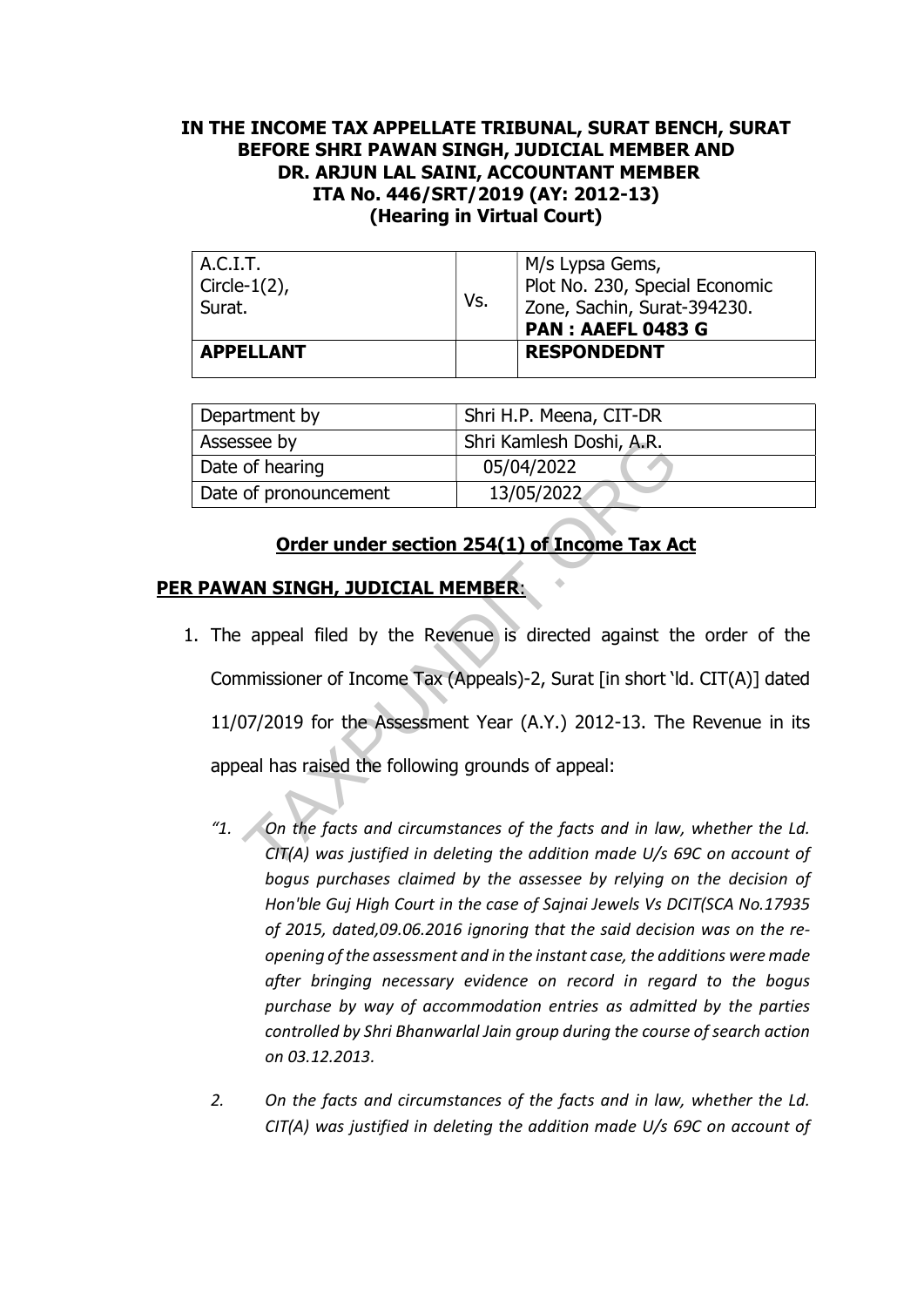**IN THE INCOME TAX APPELLATE TRIBUNAL, SURAT BENCH, SURAT**
**BEFORE SHRI PAWAN SINGH, JUDICIAL MEMBER AND**
**DR. ARJUN LAL SAINI, ACCOUNTANT MEMBER**
**ITA No. 446/SRT/2019 (AY: 2012-13)**
**(Hearing in Virtual Court)**

| A.C.I.T. Circle-1(2), Surat. | Vs. | M/s Lypsa Gems, Plot No. 230, Special Economic Zone, Sachin, Surat-394230. **PAN : AAEFL 0483 G** |
|---|---|---|
| **APPELLANT** | | **RESPONDEDNT** |

| Department by | Shri H.P. Meena, CIT-DR |
|---|---|
| Assessee by | Shri Kamlesh Doshi, A.R. |
| Date of hearing | 05/04/2022 |
| Date of pronouncement | 13/05/2022 |

## Order under section 254(1) of Income Tax Act

**PER PAWAN SINGH, JUDICIAL MEMBER**:

1. The appeal filed by the Revenue is directed against the order of the Commissioner of Income Tax (Appeals)-2, Surat [in short 'ld. CIT(A)] dated 11/07/2019 for the Assessment Year (A.Y.) 2012-13. The Revenue in its appeal has raised the following grounds of appeal:

   *"1. On the facts and circumstances of the facts and in law, whether the Ld. CIT(A) was justified in deleting the addition made U/s 69C on account of bogus purchases claimed by the assessee by relying on the decision of Hon'ble Guj High Court in the case of Sajnai Jewels Vs DCIT(SCA No.17935 of 2015, dated,09.06.2016 ignoring that the said decision was on the re-opening of the assessment and in the instant case, the additions were made after bringing necessary evidence on record in regard to the bogus purchase by way of accommodation entries as admitted by the parties controlled by Shri Bhanwarlal Jain group during the course of search action on 03.12.2013.*

   *2. On the facts and circumstances of the facts and in law, whether the Ld. CIT(A) was justified in deleting the addition made U/s 69C on account of*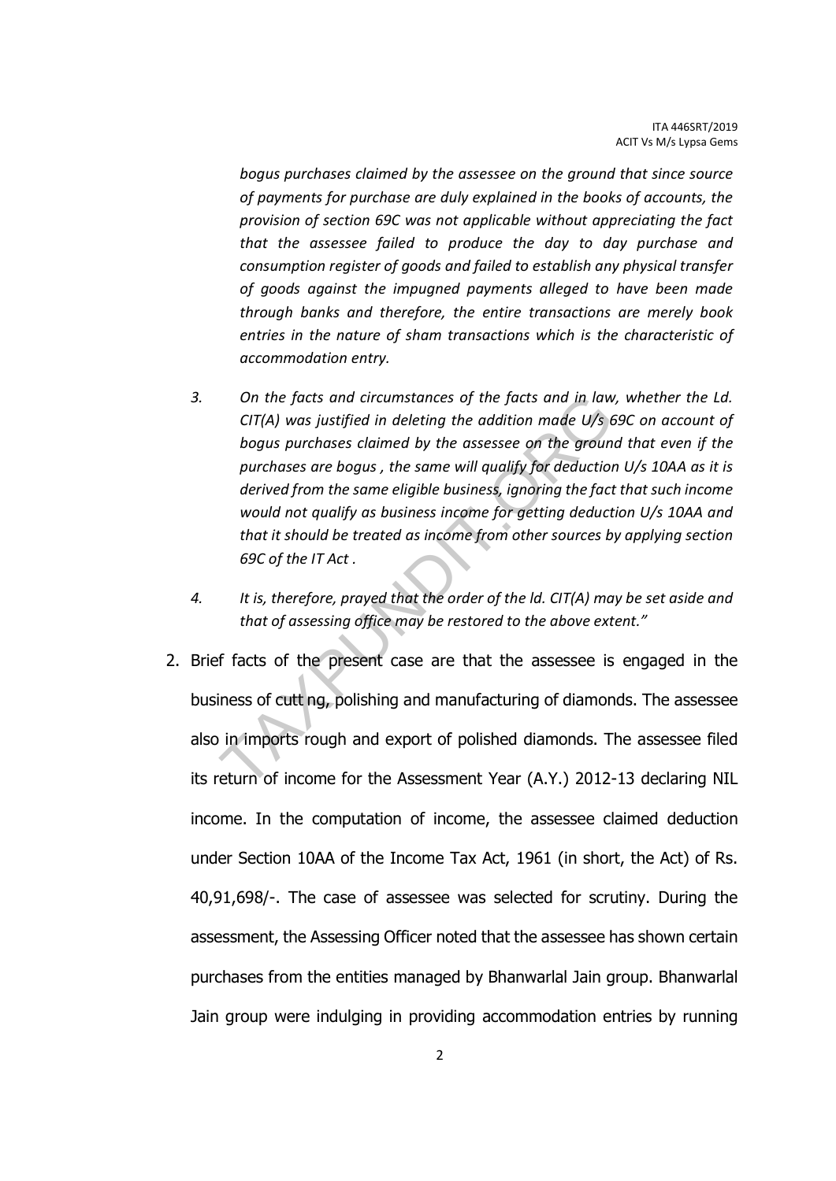*bogus purchases claimed by the assessee on the ground that since source of payments for purchase are duly explained in the books of accounts, the provision of section 69C was not applicable without appreciating the fact that the assessee failed to produce the day to day purchase and consumption register of goods and failed to establish any physical transfer of goods against the impugned payments alleged to have been made through banks and therefore, the entire transactions are merely book entries in the nature of sham transactions which is the characteristic of accommodation entry.*

3. *On the facts and circumstances of the facts and in law, whether the Ld. CIT(A) was justified in deleting the addition made U/s 69C on account of bogus purchases claimed by the assessee on the ground that even if the purchases are bogus , the same will qualify for deduction U/s 10AA as it is derived from the same eligible business, ignoring the fact that such income would not qualify as business income for getting deduction U/s 10AA and that it should be treated as income from other sources by applying section 69C of the IT Act .*

4. *It is, therefore, prayed that the order of the ld. CIT(A) may be set aside and that of assessing office may be restored to the above extent."*

2. Brief facts of the present case are that the assessee is engaged in the business of cutt ng, polishing and manufacturing of diamonds. The assessee also in imports rough and export of polished diamonds. The assessee filed its return of income for the Assessment Year (A.Y.) 2012-13 declaring NIL income. In the computation of income, the assessee claimed deduction under Section 10AA of the Income Tax Act, 1961 (in short, the Act) of Rs. 40,91,698/-. The case of assessee was selected for scrutiny. During the assessment, the Assessing Officer noted that the assessee has shown certain purchases from the entities managed by Bhanwarlal Jain group. Bhanwarlal Jain group were indulging in providing accommodation entries by running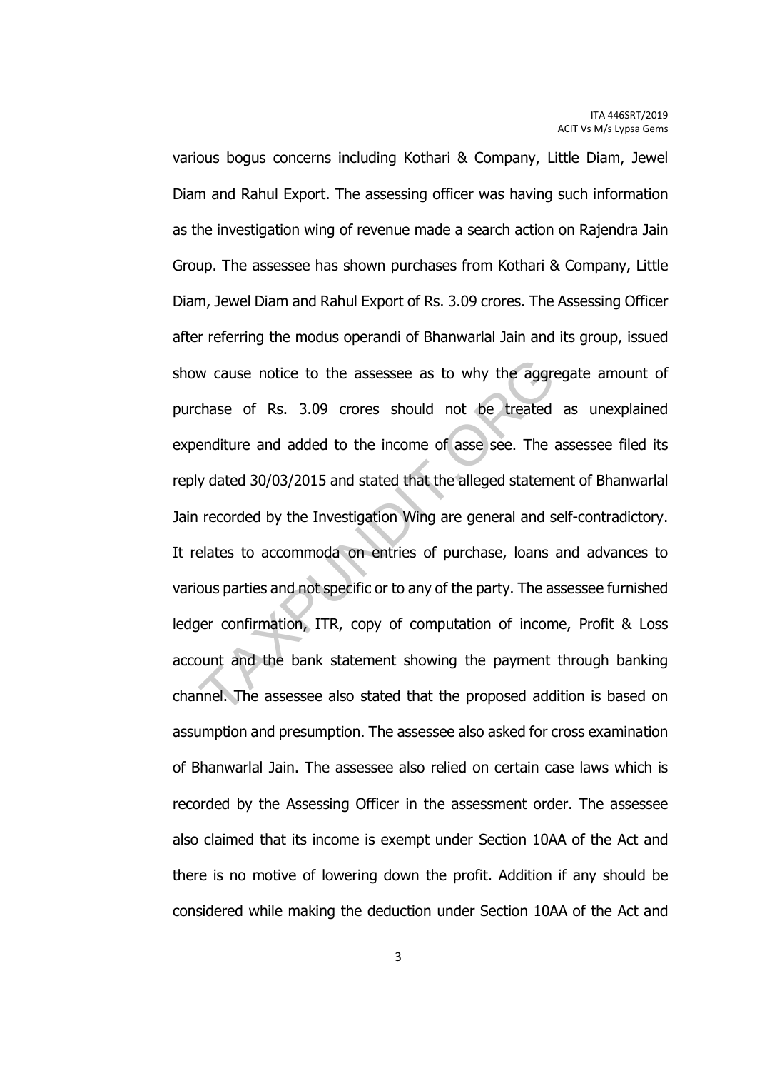various bogus concerns including Kothari & Company, Little Diam, Jewel Diam and Rahul Export. The assessing officer was having such information as the investigation wing of revenue made a search action on Rajendra Jain Group. The assessee has shown purchases from Kothari & Company, Little Diam, Jewel Diam and Rahul Export of Rs. 3.09 crores. The Assessing Officer after referring the modus operandi of Bhanwarlal Jain and its group, issued show cause notice to the assessee as to why the aggregate amount of purchase of Rs. 3.09 crores should not be treated as unexplained expenditure and added to the income of asse see. The assessee filed its reply dated 30/03/2015 and stated that the alleged statement of Bhanwarlal Jain recorded by the Investigation Wing are general and self-contradictory. It relates to accommoda on entries of purchase, loans and advances to various parties and not specific or to any of the party. The assessee furnished ledger confirmation, ITR, copy of computation of income, Profit & Loss account and the bank statement showing the payment through banking channel. The assessee also stated that the proposed addition is based on assumption and presumption. The assessee also asked for cross examination of Bhanwarlal Jain. The assessee also relied on certain case laws which is recorded by the Assessing Officer in the assessment order. The assessee also claimed that its income is exempt under Section 10AA of the Act and there is no motive of lowering down the profit. Addition if any should be considered while making the deduction under Section 10AA of the Act and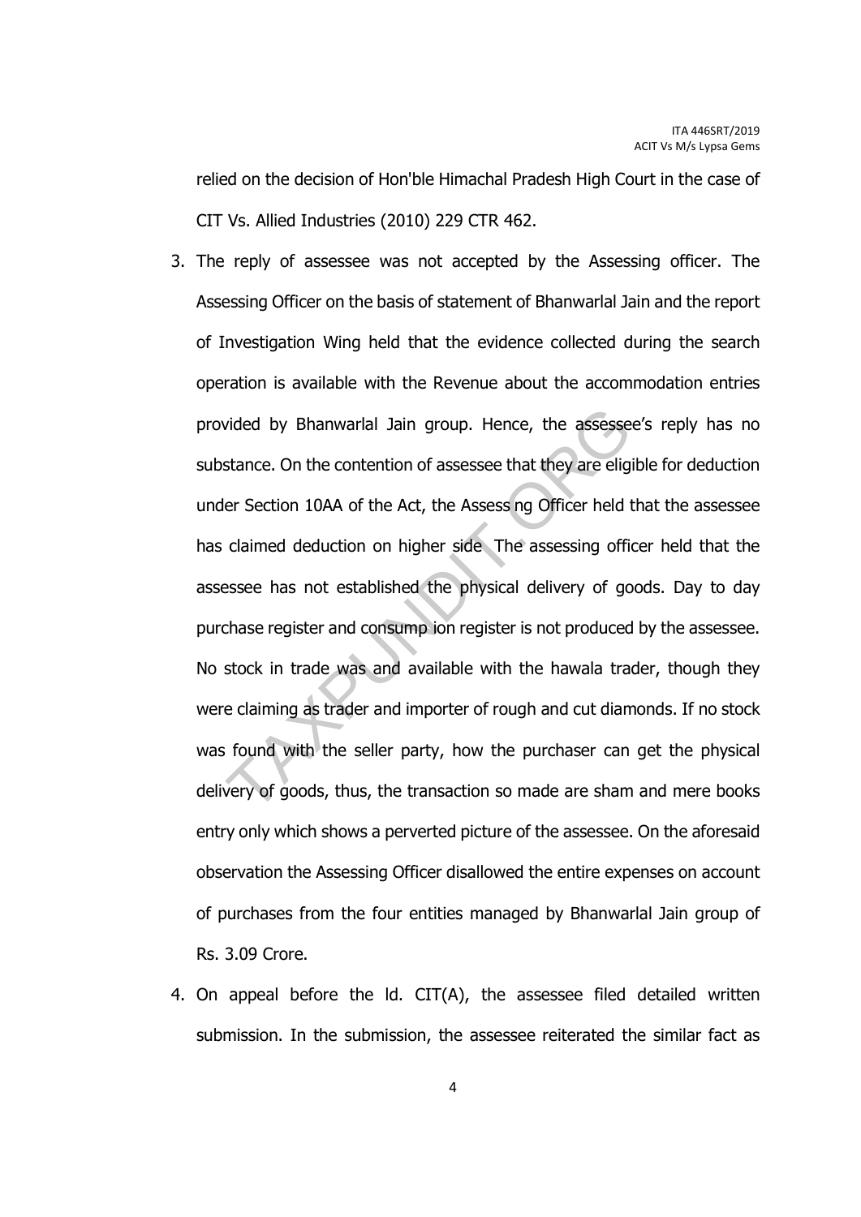relied on the decision of Hon'ble Himachal Pradesh High Court in the case of CIT Vs. Allied Industries (2010) 229 CTR 462.

3. The reply of assessee was not accepted by the Assessing officer. The Assessing Officer on the basis of statement of Bhanwarlal Jain and the report of Investigation Wing held that the evidence collected during the search operation is available with the Revenue about the accommodation entries provided by Bhanwarlal Jain group. Hence, the assessee's reply has no substance. On the contention of assessee that they are eligible for deduction under Section 10AA of the Act, the Assessing Officer held that the assessee has claimed deduction on higher side. The assessing officer held that the assessee has not established the physical delivery of goods. Day to day purchase register and consumption register is not produced by the assessee. No stock in trade was and available with the hawala trader, though they were claiming as trader and importer of rough and cut diamonds. If no stock was found with the seller party, how the purchaser can get the physical delivery of goods, thus, the transaction so made are sham and mere books entry only which shows a perverted picture of the assessee. On the aforesaid observation the Assessing Officer disallowed the entire expenses on account of purchases from the four entities managed by Bhanwarlal Jain group of Rs. 3.09 Crore.

4. On appeal before the ld. CIT(A), the assessee filed detailed written submission. In the submission, the assessee reiterated the similar fact as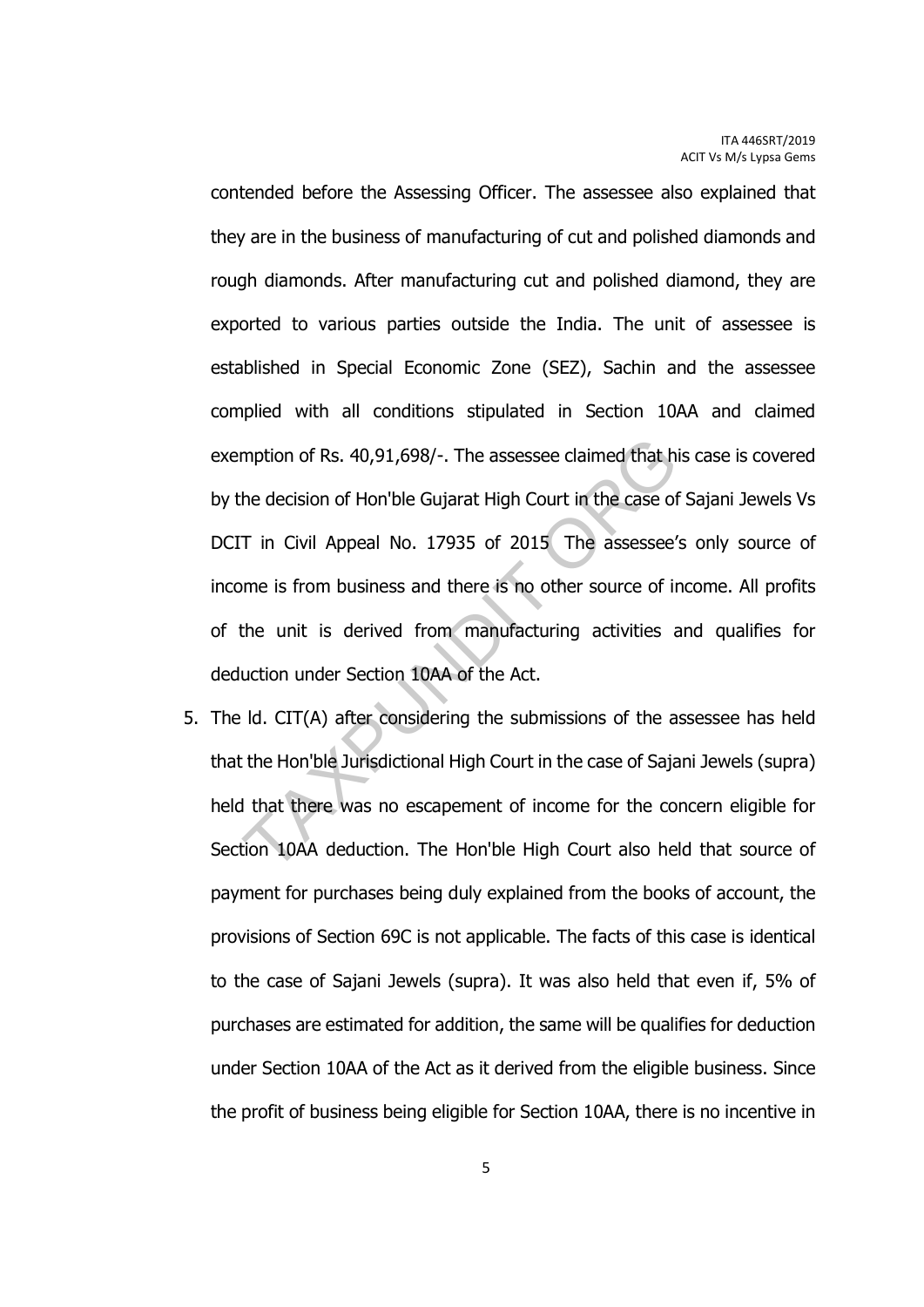contended before the Assessing Officer. The assessee also explained that they are in the business of manufacturing of cut and polished diamonds and rough diamonds. After manufacturing cut and polished diamond, they are exported to various parties outside the India. The unit of assessee is established in Special Economic Zone (SEZ), Sachin and the assessee complied with all conditions stipulated in Section 10AA and claimed exemption of Rs. 40,91,698/-. The assessee claimed that his case is covered by the decision of Hon'ble Gujarat High Court in the case of Sajani Jewels Vs DCIT in Civil Appeal No. 17935 of 2015 The assessee's only source of income is from business and there is no other source of income. All profits of the unit is derived from manufacturing activities and qualifies for deduction under Section 10AA of the Act.

5. The ld. CIT(A) after considering the submissions of the assessee has held that the Hon'ble Jurisdictional High Court in the case of Sajani Jewels (supra) held that there was no escapement of income for the concern eligible for Section 10AA deduction. The Hon'ble High Court also held that source of payment for purchases being duly explained from the books of account, the provisions of Section 69C is not applicable. The facts of this case is identical to the case of Sajani Jewels (supra). It was also held that even if, 5% of purchases are estimated for addition, the same will be qualifies for deduction under Section 10AA of the Act as it derived from the eligible business. Since the profit of business being eligible for Section 10AA, there is no incentive in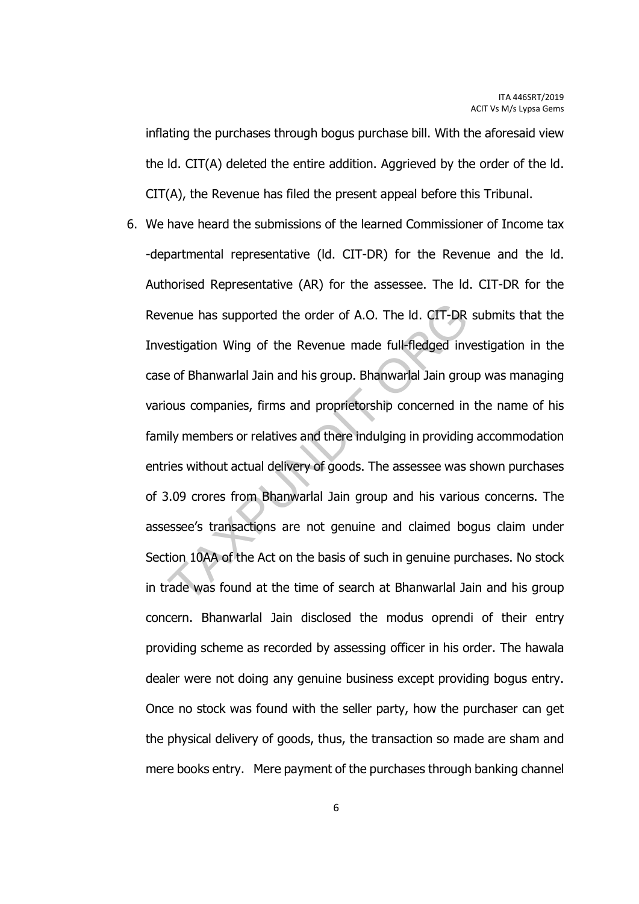inflating the purchases through bogus purchase bill. With the aforesaid view the ld. CIT(A) deleted the entire addition. Aggrieved by the order of the ld. CIT(A), the Revenue has filed the present appeal before this Tribunal.

6. We have heard the submissions of the learned Commissioner of Income tax -departmental representative (ld. CIT-DR) for the Revenue and the ld. Authorised Representative (AR) for the assessee. The ld. CIT-DR for the Revenue has supported the order of A.O. The ld. CIT-DR submits that the Investigation Wing of the Revenue made full-fledged investigation in the case of Bhanwarlal Jain and his group. Bhanwarlal Jain group was managing various companies, firms and proprietorship concerned in the name of his family members or relatives and there indulging in providing accommodation entries without actual delivery of goods. The assessee was shown purchases of 3.09 crores from Bhanwarlal Jain group and his various concerns. The assessee's transactions are not genuine and claimed bogus claim under Section 10AA of the Act on the basis of such in genuine purchases. No stock in trade was found at the time of search at Bhanwarlal Jain and his group concern. Bhanwarlal Jain disclosed the modus oprendi of their entry providing scheme as recorded by assessing officer in his order. The hawala dealer were not doing any genuine business except providing bogus entry. Once no stock was found with the seller party, how the purchaser can get the physical delivery of goods, thus, the transaction so made are sham and mere books entry. Mere payment of the purchases through banking channel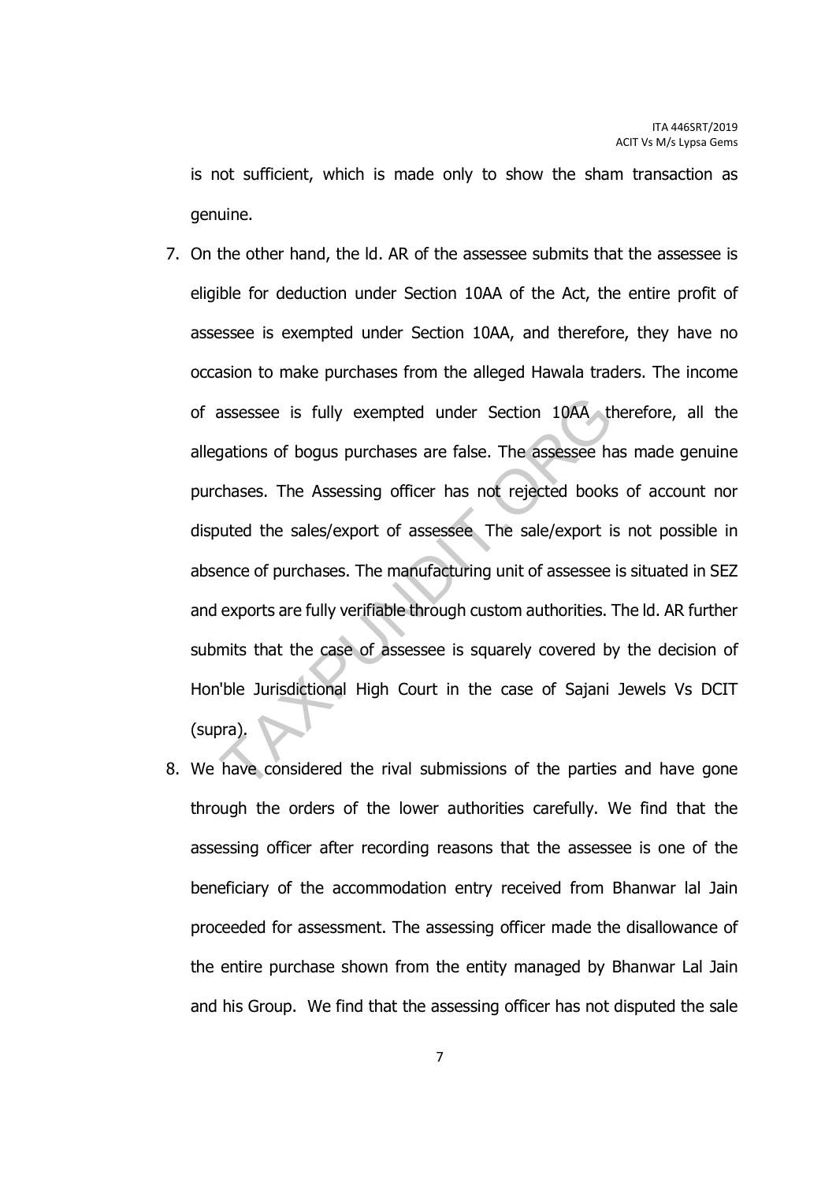is not sufficient, which is made only to show the sham transaction as genuine.

7. On the other hand, the ld. AR of the assessee submits that the assessee is eligible for deduction under Section 10AA of the Act, the entire profit of assessee is exempted under Section 10AA, and therefore, they have no occasion to make purchases from the alleged Hawala traders. The income of assessee is fully exempted under Section 10AA therefore, all the allegations of bogus purchases are false. The assessee has made genuine purchases. The Assessing officer has not rejected books of account nor disputed the sales/export of assessee The sale/export is not possible in absence of purchases. The manufacturing unit of assessee is situated in SEZ and exports are fully verifiable through custom authorities. The ld. AR further submits that the case of assessee is squarely covered by the decision of Hon'ble Jurisdictional High Court in the case of Sajani Jewels Vs DCIT (supra).

8. We have considered the rival submissions of the parties and have gone through the orders of the lower authorities carefully. We find that the assessing officer after recording reasons that the assessee is one of the beneficiary of the accommodation entry received from Bhanwar lal Jain proceeded for assessment. The assessing officer made the disallowance of the entire purchase shown from the entity managed by Bhanwar Lal Jain and his Group. We find that the assessing officer has not disputed the sale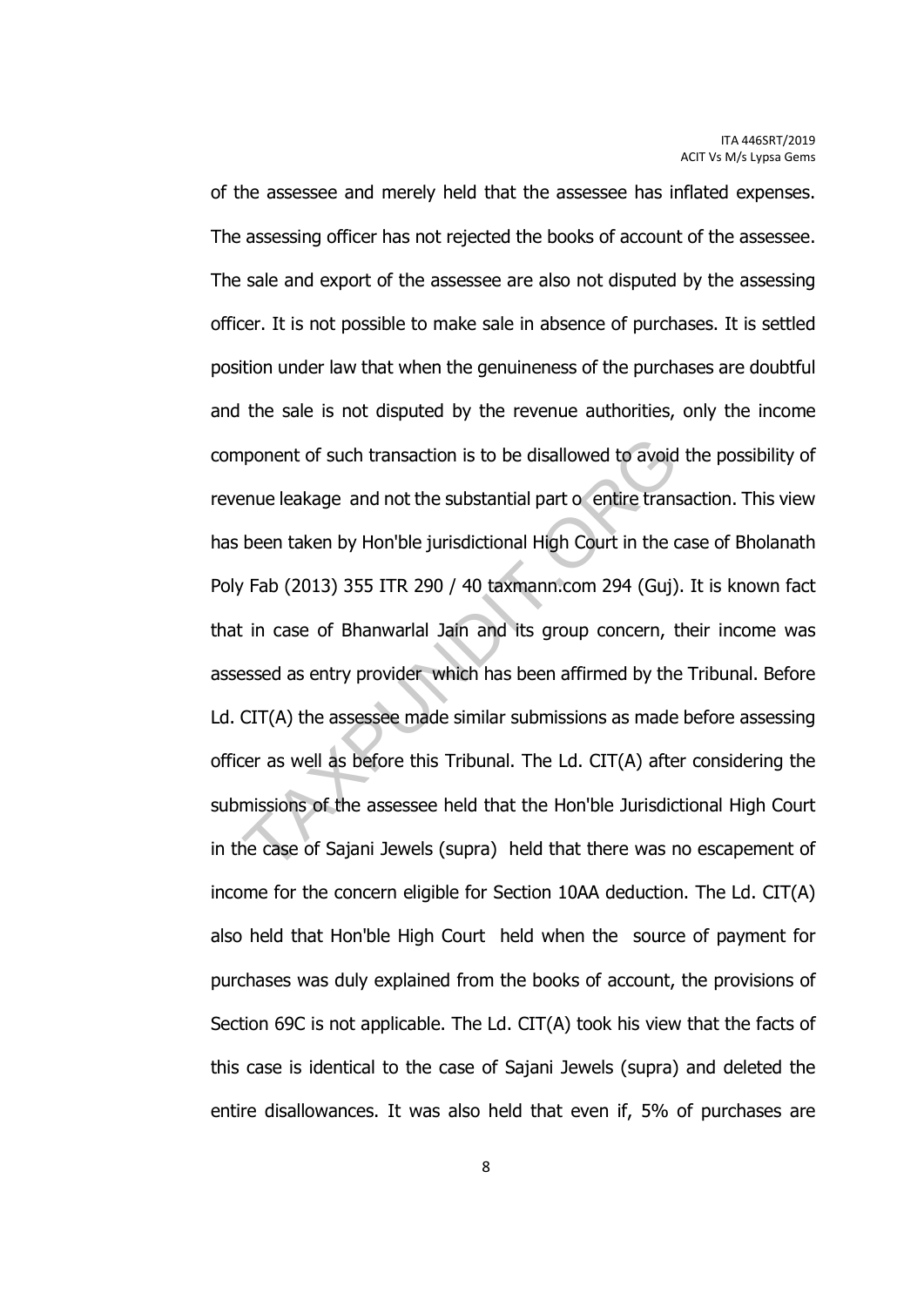of the assessee and merely held that the assessee has inflated expenses. The assessing officer has not rejected the books of account of the assessee. The sale and export of the assessee are also not disputed by the assessing officer. It is not possible to make sale in absence of purchases. It is settled position under law that when the genuineness of the purchases are doubtful and the sale is not disputed by the revenue authorities, only the income component of such transaction is to be disallowed to avoid the possibility of revenue leakage and not the substantial part o entire transaction. This view has been taken by Hon'ble jurisdictional High Court in the case of Bholanath Poly Fab (2013) 355 ITR 290 / 40 taxmann.com 294 (Guj). It is known fact that in case of Bhanwarlal Jain and its group concern, their income was assessed as entry provider which has been affirmed by the Tribunal. Before Ld. CIT(A) the assessee made similar submissions as made before assessing officer as well as before this Tribunal. The Ld. CIT(A) after considering the submissions of the assessee held that the Hon'ble Jurisdictional High Court in the case of Sajani Jewels (supra) held that there was no escapement of income for the concern eligible for Section 10AA deduction. The Ld. CIT(A) also held that Hon'ble High Court held when the source of payment for purchases was duly explained from the books of account, the provisions of Section 69C is not applicable. The Ld. CIT(A) took his view that the facts of this case is identical to the case of Sajani Jewels (supra) and deleted the entire disallowances. It was also held that even if, 5% of purchases are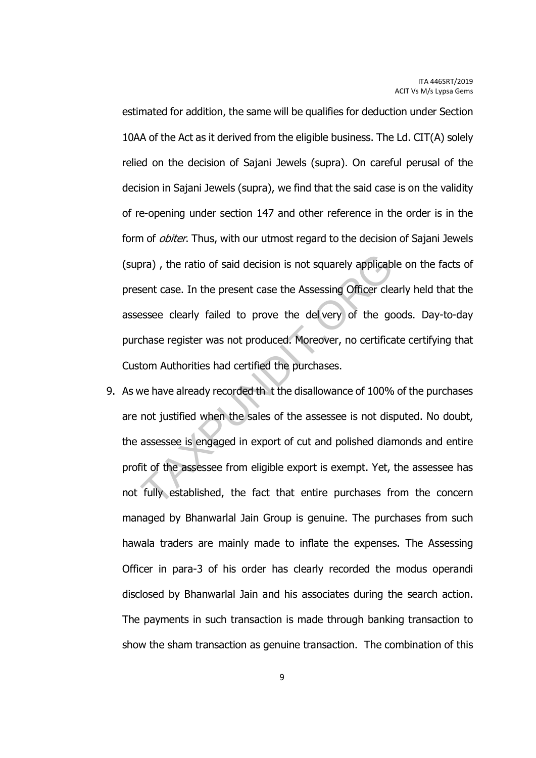estimated for addition, the same will be qualifies for deduction under Section 10AA of the Act as it derived from the eligible business. The Ld. CIT(A) solely relied on the decision of Sajani Jewels (supra). On careful perusal of the decision in Sajani Jewels (supra), we find that the said case is on the validity of re-opening under section 147 and other reference in the order is in the form of *obiter*. Thus, with our utmost regard to the decision of Sajani Jewels (supra) , the ratio of said decision is not squarely applicable on the facts of present case. In the present case the Assessing Officer clearly held that the assessee clearly failed to prove the del very of the goods. Day-to-day purchase register was not produced. Moreover, no certificate certifying that Custom Authorities had certified the purchases.

9. As we have already recorded th t the disallowance of 100% of the purchases are not justified when the sales of the assessee is not disputed. No doubt, the assessee is engaged in export of cut and polished diamonds and entire profit of the assessee from eligible export is exempt. Yet, the assessee has not fully established, the fact that entire purchases from the concern managed by Bhanwarlal Jain Group is genuine. The purchases from such hawala traders are mainly made to inflate the expenses. The Assessing Officer in para-3 of his order has clearly recorded the modus operandi disclosed by Bhanwarlal Jain and his associates during the search action. The payments in such transaction is made through banking transaction to show the sham transaction as genuine transaction. The combination of this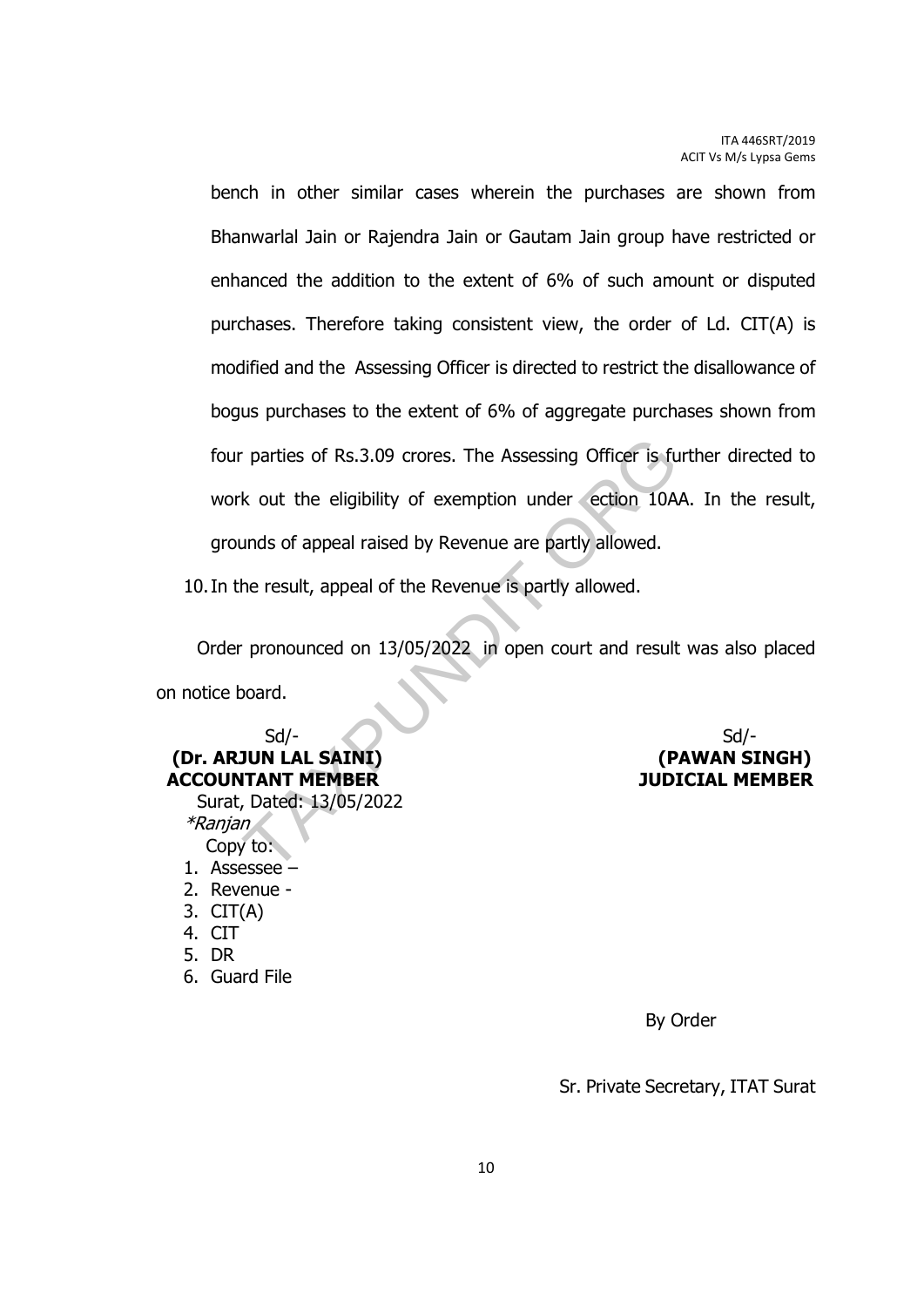bench in other similar cases wherein the purchases are shown from Bhanwarlal Jain or Rajendra Jain or Gautam Jain group have restricted or enhanced the addition to the extent of 6% of such amount or disputed purchases. Therefore taking consistent view, the order of Ld. CIT(A) is modified and the Assessing Officer is directed to restrict the disallowance of bogus purchases to the extent of 6% of aggregate purchases shown from four parties of Rs.3.09 crores. The Assessing Officer is further directed to work out the eligibility of exemption under ection 10AA. In the result, grounds of appeal raised by Revenue are partly allowed.

10. In the result, appeal of the Revenue is partly allowed.

Order pronounced on 13/05/2022 in open court and result was also placed on notice board.

| | |
|---|---|
| Sd/- | Sd/- |
| **(Dr. ARJUN LAL SAINI)** | **(PAWAN SINGH)** |
| **ACCOUNTANT MEMBER** | **JUDICIAL MEMBER** |

Surat, Dated: 13/05/2022

*\*Ranjan*

Copy to:

1. Assessee –
2. Revenue -
3. CIT(A)
4. CIT
5. DR
6. Guard File

By Order

Sr. Private Secretary, ITAT Surat